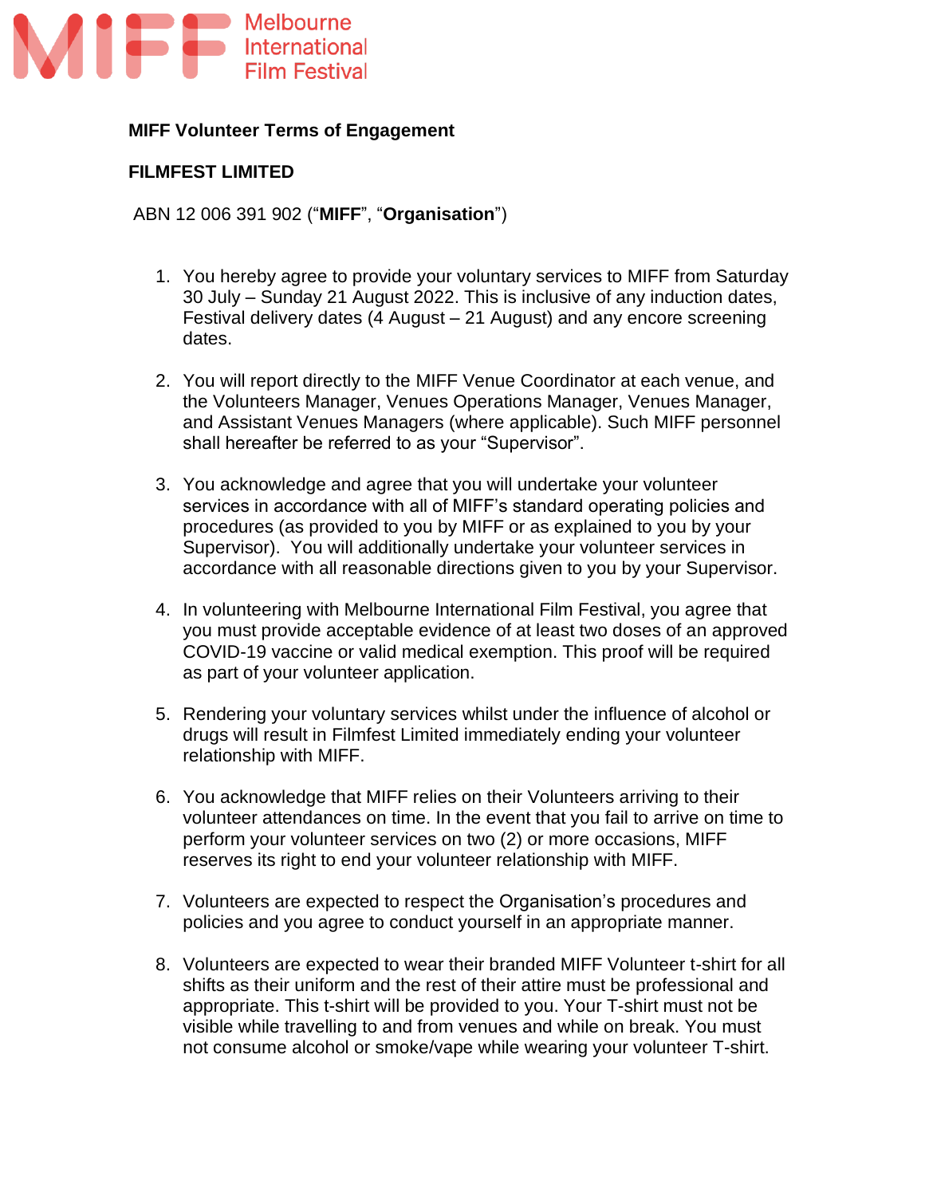Melbourne International Film Festival

**MIFF Volunteer Terms of Engagement**

**FILMFEST LIMITED**

ABN 12 006 391 902 ("**MIFF**", "**Organisation**")

1. You hereby agree to provide your voluntary services to MIFF from Saturday 30 July – Sunday 21 August 2022. This is inclusive of any induction dates, Festival delivery dates (4 August – 21 August) and any encore screening dates.

2. You will report directly to the MIFF Venue Coordinator at each venue, and the Volunteers Manager, Venues Operations Manager, Venues Manager, and Assistant Venues Managers (where applicable). Such MIFF personnel shall hereafter be referred to as your "Supervisor".

3. You acknowledge and agree that you will undertake your volunteer services in accordance with all of MIFF's standard operating policies and procedures (as provided to you by MIFF or as explained to you by your Supervisor). You will additionally undertake your volunteer services in accordance with all reasonable directions given to you by your Supervisor.

4. In volunteering with Melbourne International Film Festival, you agree that you must provide acceptable evidence of at least two doses of an approved COVID-19 vaccine or valid medical exemption. This proof will be required as part of your volunteer application.

5. Rendering your voluntary services whilst under the influence of alcohol or drugs will result in Filmfest Limited immediately ending your volunteer relationship with MIFF.

6. You acknowledge that MIFF relies on their Volunteers arriving to their volunteer attendances on time. In the event that you fail to arrive on time to perform your volunteer services on two (2) or more occasions, MIFF reserves its right to end your volunteer relationship with MIFF.

7. Volunteers are expected to respect the Organisation's procedures and policies and you agree to conduct yourself in an appropriate manner.

8. Volunteers are expected to wear their branded MIFF Volunteer t-shirt for all shifts as their uniform and the rest of their attire must be professional and appropriate. This t-shirt will be provided to you. Your T-shirt must not be visible while travelling to and from venues and while on break. You must not consume alcohol or smoke/vape while wearing your volunteer T-shirt.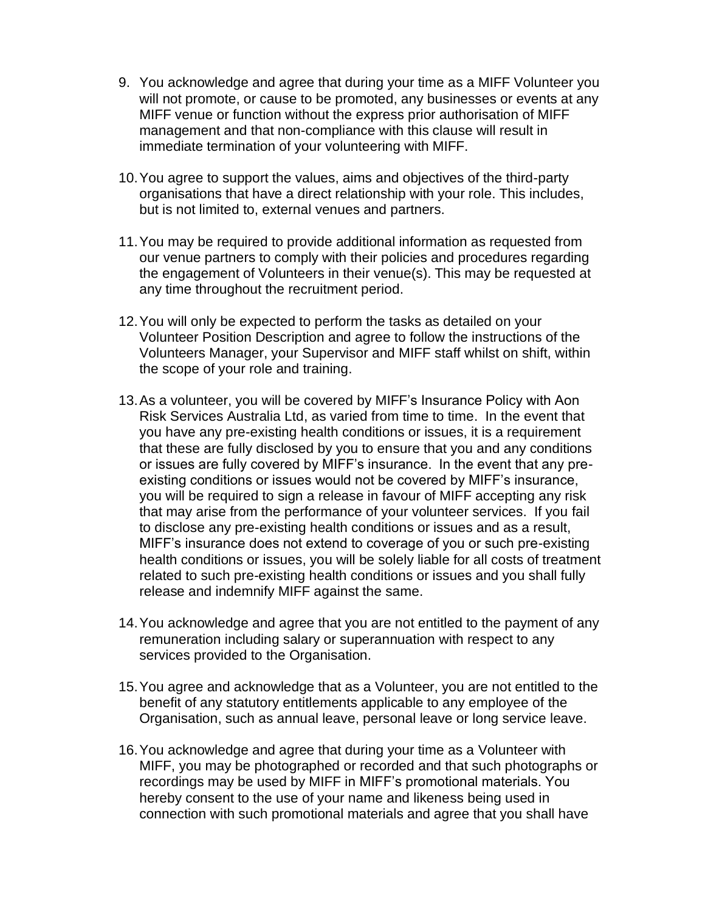9. You acknowledge and agree that during your time as a MIFF Volunteer you will not promote, or cause to be promoted, any businesses or events at any MIFF venue or function without the express prior authorisation of MIFF management and that non-compliance with this clause will result in immediate termination of your volunteering with MIFF.

10. You agree to support the values, aims and objectives of the third-party organisations that have a direct relationship with your role. This includes, but is not limited to, external venues and partners.

11. You may be required to provide additional information as requested from our venue partners to comply with their policies and procedures regarding the engagement of Volunteers in their venue(s). This may be requested at any time throughout the recruitment period.

12. You will only be expected to perform the tasks as detailed on your Volunteer Position Description and agree to follow the instructions of the Volunteers Manager, your Supervisor and MIFF staff whilst on shift, within the scope of your role and training.

13. As a volunteer, you will be covered by MIFF's Insurance Policy with Aon Risk Services Australia Ltd, as varied from time to time. In the event that you have any pre-existing health conditions or issues, it is a requirement that these are fully disclosed by you to ensure that you and any conditions or issues are fully covered by MIFF's insurance. In the event that any pre-existing conditions or issues would not be covered by MIFF's insurance, you will be required to sign a release in favour of MIFF accepting any risk that may arise from the performance of your volunteer services. If you fail to disclose any pre-existing health conditions or issues and as a result, MIFF's insurance does not extend to coverage of you or such pre-existing health conditions or issues, you will be solely liable for all costs of treatment related to such pre-existing health conditions or issues and you shall fully release and indemnify MIFF against the same.

14. You acknowledge and agree that you are not entitled to the payment of any remuneration including salary or superannuation with respect to any services provided to the Organisation.

15. You agree and acknowledge that as a Volunteer, you are not entitled to the benefit of any statutory entitlements applicable to any employee of the Organisation, such as annual leave, personal leave or long service leave.

16. You acknowledge and agree that during your time as a Volunteer with MIFF, you may be photographed or recorded and that such photographs or recordings may be used by MIFF in MIFF's promotional materials. You hereby consent to the use of your name and likeness being used in connection with such promotional materials and agree that you shall have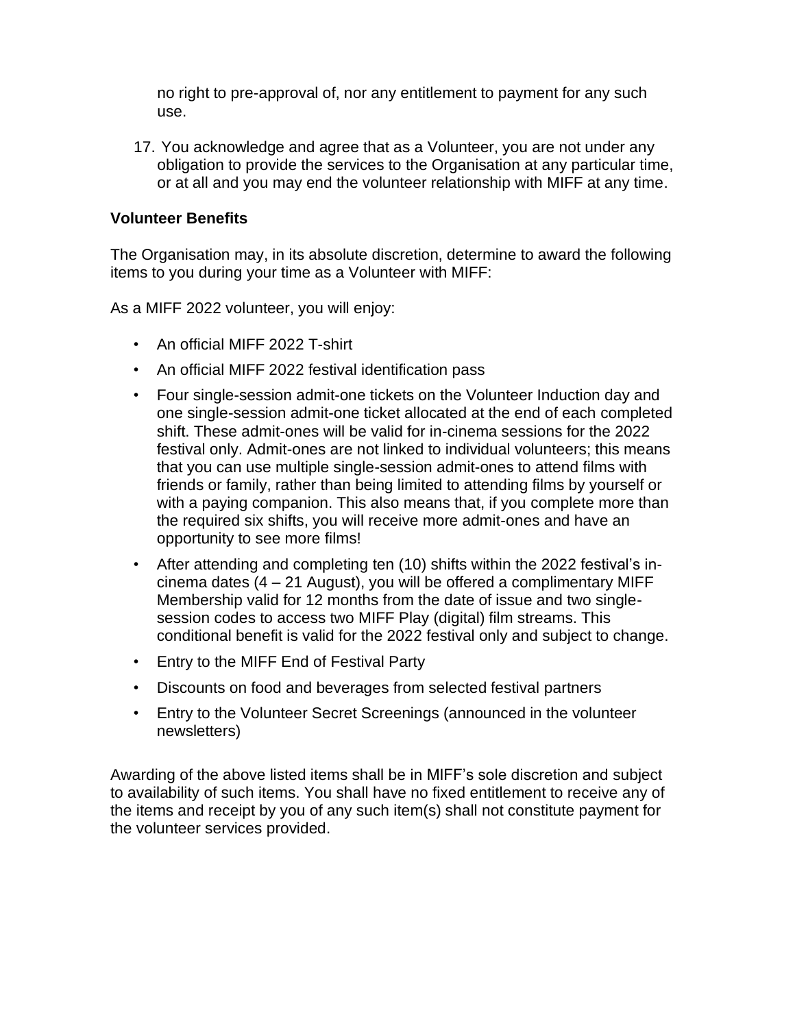no right to pre-approval of, nor any entitlement to payment for any such use.

17. You acknowledge and agree that as a Volunteer, you are not under any obligation to provide the services to the Organisation at any particular time, or at all and you may end the volunteer relationship with MIFF at any time.

**Volunteer Benefits**

The Organisation may, in its absolute discretion, determine to award the following items to you during your time as a Volunteer with MIFF:

As a MIFF 2022 volunteer, you will enjoy:

- An official MIFF 2022 T-shirt
- An official MIFF 2022 festival identification pass
- Four single-session admit-one tickets on the Volunteer Induction day and one single-session admit-one ticket allocated at the end of each completed shift. These admit-ones will be valid for in-cinema sessions for the 2022 festival only. Admit-ones are not linked to individual volunteers; this means that you can use multiple single-session admit-ones to attend films with friends or family, rather than being limited to attending films by yourself or with a paying companion. This also means that, if you complete more than the required six shifts, you will receive more admit-ones and have an opportunity to see more films!
- After attending and completing ten (10) shifts within the 2022 festival's in-cinema dates (4 – 21 August), you will be offered a complimentary MIFF Membership valid for 12 months from the date of issue and two single-session codes to access two MIFF Play (digital) film streams. This conditional benefit is valid for the 2022 festival only and subject to change.
- Entry to the MIFF End of Festival Party
- Discounts on food and beverages from selected festival partners
- Entry to the Volunteer Secret Screenings (announced in the volunteer newsletters)

Awarding of the above listed items shall be in MIFF's sole discretion and subject to availability of such items. You shall have no fixed entitlement to receive any of the items and receipt by you of any such item(s) shall not constitute payment for the volunteer services provided.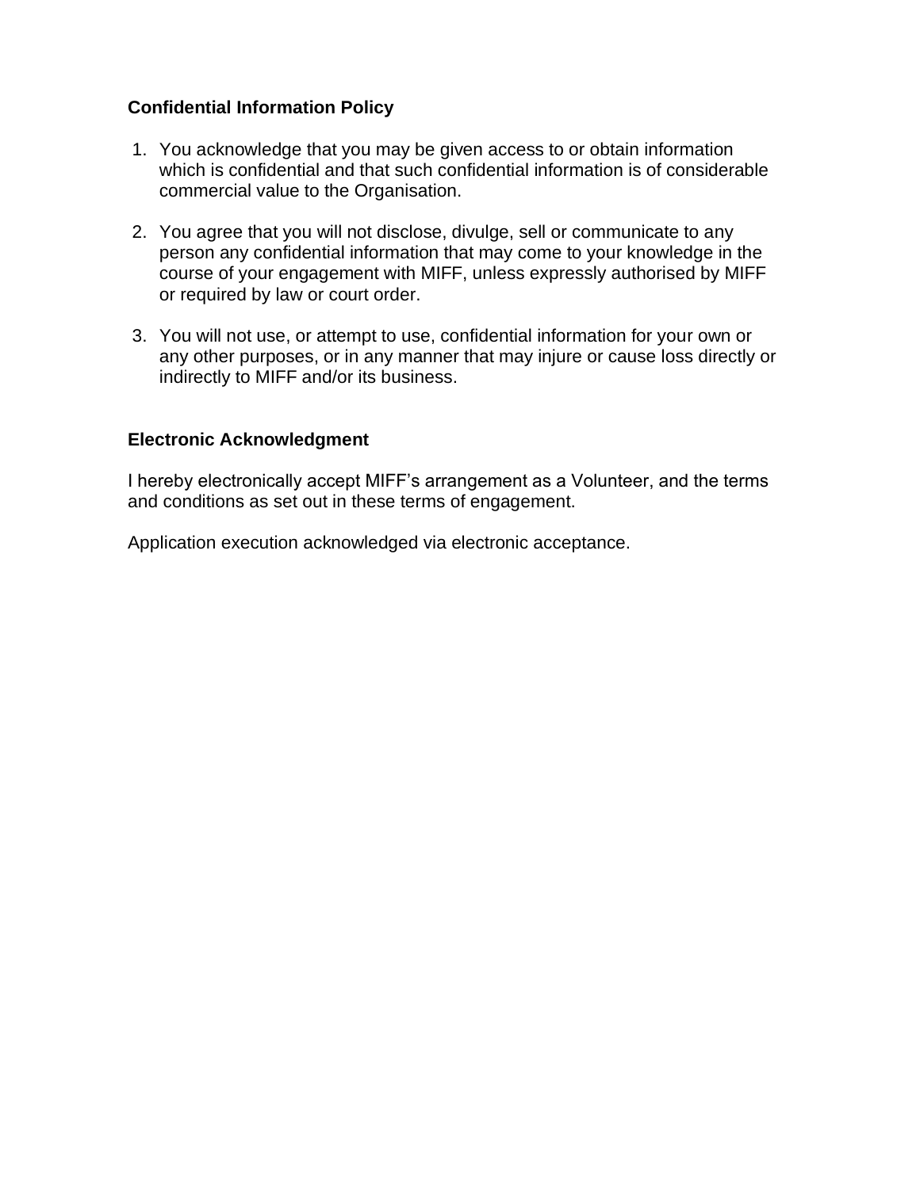**Confidential Information Policy**

1. You acknowledge that you may be given access to or obtain information which is confidential and that such confidential information is of considerable commercial value to the Organisation.

2. You agree that you will not disclose, divulge, sell or communicate to any person any confidential information that may come to your knowledge in the course of your engagement with MIFF, unless expressly authorised by MIFF or required by law or court order.

3. You will not use, or attempt to use, confidential information for your own or any other purposes, or in any manner that may injure or cause loss directly or indirectly to MIFF and/or its business.

**Electronic Acknowledgment**

I hereby electronically accept MIFF's arrangement as a Volunteer, and the terms and conditions as set out in these terms of engagement.

Application execution acknowledged via electronic acceptance.